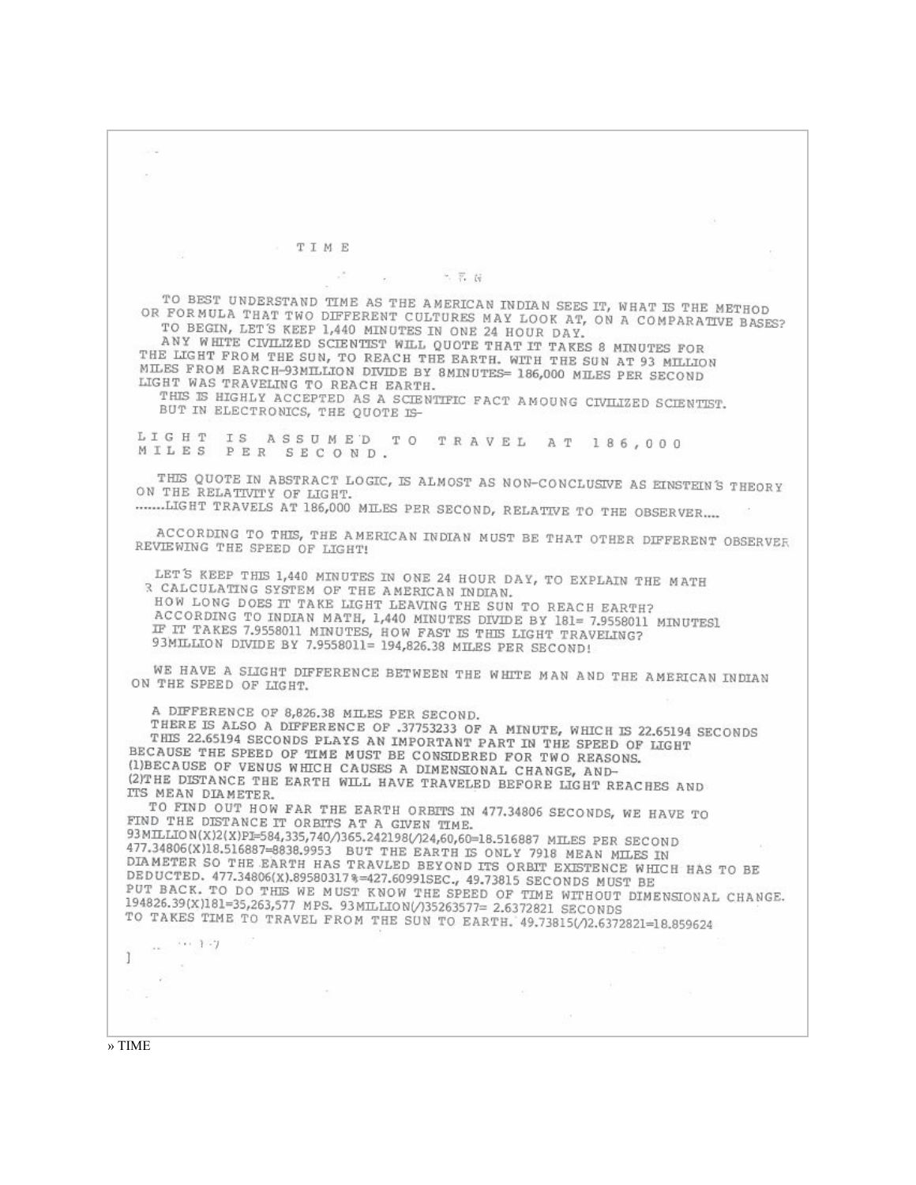# TIME

TO BEST UNDERSTAND TIME AS THE AMERICAN INDIAN SEES IT, WHAT IS THE METHOD OR FORMULA THAT TWO DIFFERENT CULTURES MAY LOOK AT, ON A COMPARATIVE BASES?

TO BEGIN, LET'S KEEP 1,440 MINUTES IN ONE 24 HOUR DAY.

ANY WHITE CIVILIZED SCIENTIST WILL QUOTE THAT IT TAKES 8 MINUTES FOR THE LIGHT FROM THE SUN, TO REACH THE EARTH. WITH THE SUN AT 93 MILLION MILES FROM EARCH-93MILLION DIVIDE BY 8MINUTES= 186,000 MILES PER SECOND LIGHT WAS TRAVELING TO REACH EARTH.

THIS IS HIGHLY ACCEPTED AS A SCIENTIFIC FACT AMOUNG CIVILIZED SCIENTIST. BUT IN ELECTRONICS, THE QUOTE IS-

LIGHT IS ASSUMED TO TRAVEL AT 186,000 MILES PER SECOND.

THIS QUOTE IN ABSTRACT LOGIC, IS ALMOST AS NON-CONCLUSIVE AS EINSTEIN'S THEORY ON THE RELATIVITY OF LIGHT.

.......LIGHT TRAVELS AT 186,000 MILES PER SECOND, RELATIVE TO THE OBSERVER....

ACCORDING TO THIS, THE AMERICAN INDIAN MUST BE THAT OTHER DIFFERENT OBSERVER REVIEWING THE SPEED OF LIGHT!

LET'S KEEP THIS 1,440 MINUTES IN ONE 24 HOUR DAY, TO EXPLAIN THE MATH R CALCULATING SYSTEM OF THE AMERICAN INDIAN.

HOW LONG DOES IT TAKE LIGHT LEAVING THE SUN TO REACH EARTH?

ACCORDING TO INDIAN MATH, 1,440 MINUTES DIVIDE BY 181= 7.9558011 MINUTES!

IF IT TAKES 7.9558011 MINUTES, HOW FAST IS THIS LIGHT TRAVELING?

93MILLION DIVIDE BY 7.9558011= 194,826.38 MILES PER SECOND!

WE HAVE A SLIGHT DIFFERENCE BETWEEN THE WHITE MAN AND THE AMERICAN INDIAN ON THE SPEED OF LIGHT.

A DIFFERENCE OF 8,826.38 MILES PER SECOND.

THERE IS ALSO A DIFFERENCE OF .37753233 OF A MINUTE, WHICH IS 22.65194 SECONDS

THIS 22.65194 SECONDS PLAYS AN IMPORTANT PART IN THE SPEED OF LIGHT BECAUSE THE SPEED OF TIME MUST BE CONSIDERED FOR TWO REASONS.

(1)BECAUSE OF VENUS WHICH CAUSES A DIMENSIONAL CHANGE, AND-

(2)THE DISTANCE THE EARTH WILL HAVE TRAVELED BEFORE LIGHT REACHES AND ITS MEAN DIAMETER.

TO FIND OUT HOW FAR THE EARTH ORBITS IN 477.34806 SECONDS, WE HAVE TO FIND THE DISTANCE IT ORBITS AT A GIVEN TIME.

93MILLION(X)2(X)PI=584,335,740(/)365.242198(/)24,60,60=18.516887 MILES PER SECOND

477.34806(X)18.516887=8838.9953 BUT THE EARTH IS ONLY 7918 MEAN MILES IN DIAMETER SO THE EARTH HAS TRAVLED BEYOND ITS ORBIT EXISTENCE WHICH HAS TO BE DEDUCTED. 477.34806(X).89580317%=427.60991SEC., 49.73815 SECONDS MUST BE PUT BACK. TO DO THIS WE MUST KNOW THE SPEED OF TIME WITHOUT DIMENSIONAL CHANGE.

194826.39(X)181=35,263,577 MPS. 93MILLION(/)35263577= 2.6372821 SECONDS

TO TAKES TIME TO TRAVEL FROM THE SUN TO EARTH. 49.73815(/)2.6372821=18.859624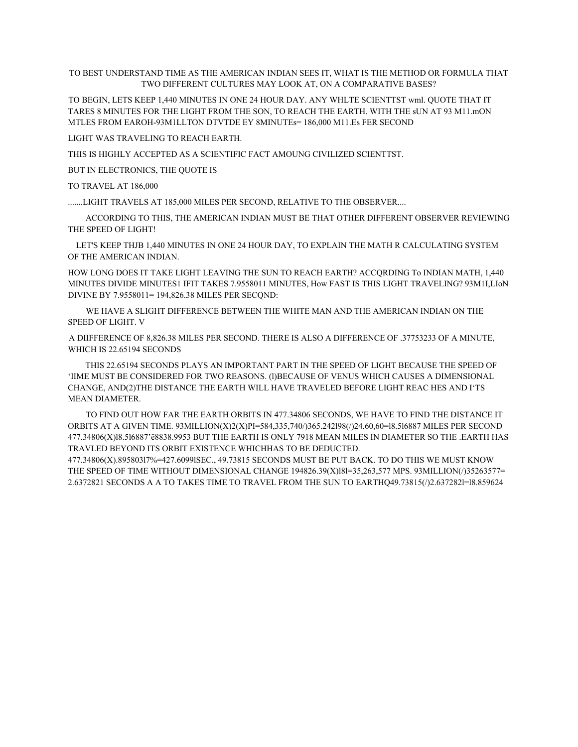TO BEST UNDERSTAND TIME AS THE AMERICAN INDIAN SEES IT, WHAT IS THE METHOD OR FORMULA THAT TWO DIFFERENT CULTURES MAY LOOK AT, ON A COMPARATIVE BASES?

TO BEGIN, LETS KEEP 1,440 MINUTES IN ONE 24 HOUR DAY. ANY WHLTE SCIENTTST wml. QUOTE THAT IT TARES 8 MINUTES FOR THE LIGHT FROM THE SON, TO REACH THE EARTH. WITH THE sUN AT 93 M11.mON MTLES FROM EAROH-93M1LLTON DTVTDE EY 8MINUTEs= 186,000 M11.Es FER SECOND

LIGHT WAS TRAVELING TO REACH EARTH.

THIS IS HIGHLY ACCEPTED AS A SCIENTIFIC FACT AMOUNG CIVILIZED SCIENTTST.

BUT IN ELECTRONICS, THE QUOTE IS

TO TRAVEL AT 186,000

.......LIGHT TRAVELS AT 185,000 MILES PER SECOND, RELATIVE TO THE OBSERVER....

ACCORDING TO THIS, THE AMERICAN INDIAN MUST BE THAT OTHER DIFFERENT OBSERVER REVIEWING THE SPEED OF LIGHT!

LET'S KEEP THJB 1,440 MINUTES IN ONE 24 HOUR DAY, TO EXPLAIN THE MATH R CALCULATING SYSTEM OF THE AMERICAN INDIAN.

HOW LONG DOES IT TAKE LIGHT LEAVING THE SUN TO REACH EARTH? ACCQRDING To INDIAN MATH, 1,440 MINUTES DIVIDE MINUTES1 IFIT TAKES 7.9558011 MINUTES, How FAST IS THIS LIGHT TRAVELING? 93M1I,LIoN DIVINE BY 7.9558011= 194,826.38 MILES PER SECQND:

WE HAVE A SLIGHT DIFFERENCE BETWEEN THE WHITE MAN AND THE AMERICAN INDIAN ON THE SPEED OF LIGHT. V

A DIIFFERENCE OF 8,826.38 MILES PER SECOND. THERE IS ALSO A DIFFERENCE OF .37753233 OF A MINUTE, WHICH IS 22.65194 SECONDS

THIS 22.65194 SECONDS PLAYS AN IMPORTANT PART IN THE SPEED OF LIGHT BECAUSE THE SPEED OF 'IIME MUST BE CONSIDERED FOR TWO REASONS. (l)BECAUSE OF VENUS WHICH CAUSES A DIMENSIONAL CHANGE, AND(2)THE DISTANCE THE EARTH WILL HAVE TRAVELED BEFORE LIGHT REAC HES AND I'TS MEAN DIAMETER.

TO FIND OUT HOW FAR THE EARTH ORBITS IN 477.34806 SECONDS, WE HAVE TO FIND THE DISTANCE IT ORBITS AT A GIVEN TIME. 93MILLION(X)2(X)PI=584,335,740/)365.242l98(/)24,60,60=l8.5l6887 MILES PER SECOND 477.34806(X)l8.5l6887'ë8838.9953 BUT THE EARTH IS ONLY 7918 MEAN MILES IN DIAMETER SO THE .EARTH HAS TRAVLED BEYOND ITS ORBIT EXISTENCE WHICHHAS TO BE DEDUCTED. 477.34806(X).895803l7%=427.6099lSEC., 49.73815 SECONDS MUST BE PUT BACK. TO DO THIS WE MUST KNOW THE SPEED OF TIME WITHOUT DIMENSIONAL CHANGE 194826.39(X)l8l=35,263,577 MPS. 93MILLION(/)35263577= 2.6372821 SECONDS A A TO TAKES TIME TO TRAVEL FROM THE SUN TO EARTHQ49.73815(/)2.637282l=l8.859624